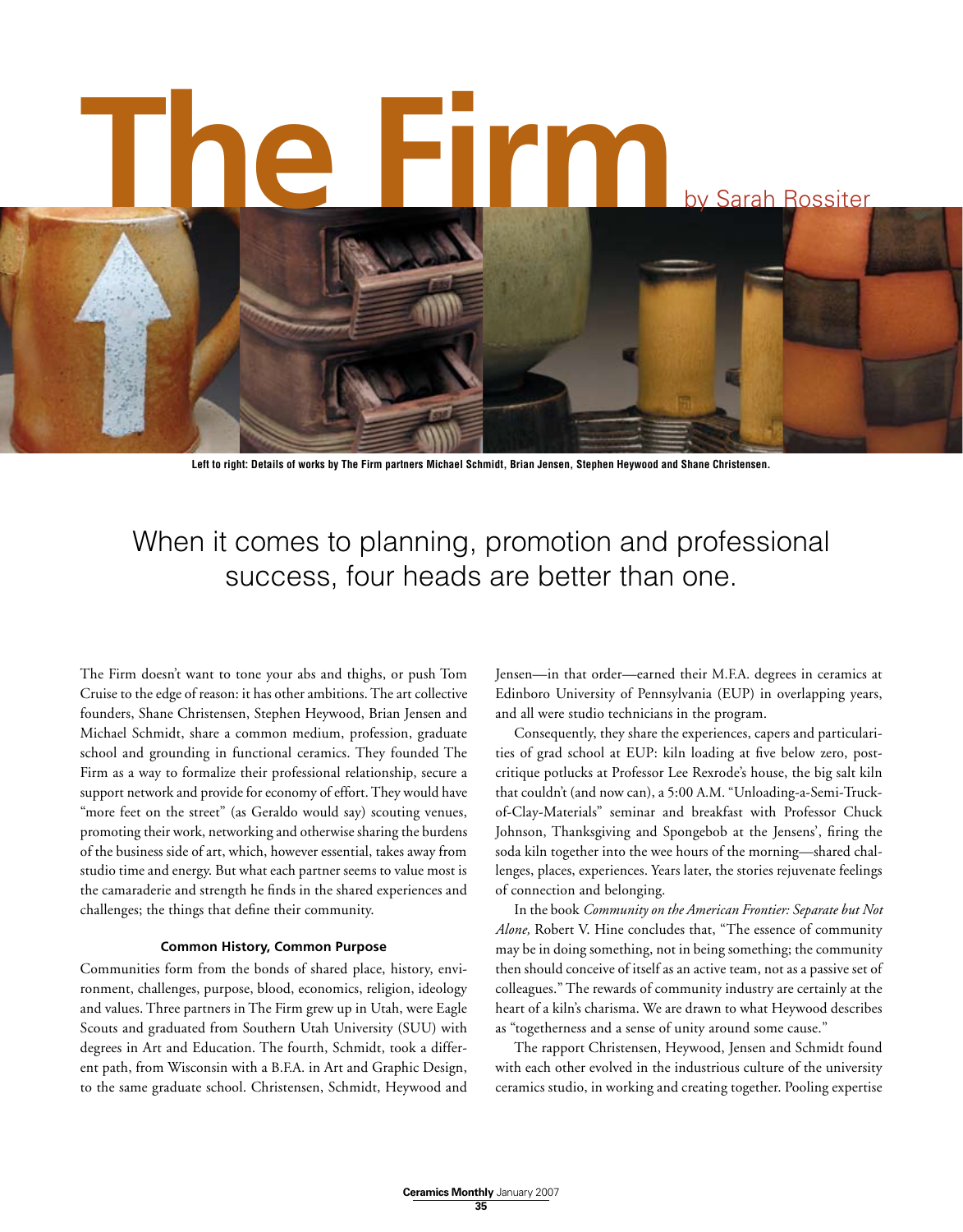# The Firm

by Sarah Rossiter

Left to right: Details of works by The Firm partners Michael Schmidt, Brian Jensen, Stephen Heywood and Shane Christensen.

When it comes to planning, promotion and professional success, four heads are better than one.

The Firm doesn't want to tone your abs and thighs, or push Tom Cruise to the edge of reason: it has other ambitions. The art collective founders, Shane Christensen, Stephen Heywood, Brian Jensen and Michael Schmidt, share a common medium, profession, graduate school and grounding in functional ceramics. They founded The Firm as a way to formalize their professional relationship, secure a support network and provide for economy of effort. They would have "more feet on the street" (as Geraldo would say) scouting venues, promoting their work, networking and otherwise sharing the burdens of the business side of art, which, however essential, takes away from studio time and energy. But what each partner seems to value most is the camaraderie and strength he finds in the shared experiences and challenges; the things that define their community.

### Common History, Common Purpose

Communities form from the bonds of shared place, history, environment, challenges, purpose, blood, economics, religion, ideology and values. Three partners in The Firm grew up in Utah, were Eagle Scouts and graduated from Southern Utah University (SUU) with degrees in Art and Education. The fourth, Schmidt, took a different path, from Wisconsin with a B.F.A. in Art and Graphic Design, to the same graduate school. Christensen, Schmidt, Heywood and Jensen—in that order—earned their M.F.A. degrees in ceramics at Edinboro University of Pennsylvania (EUP) in overlapping years, and all were studio technicians in the program.

Consequently, they share the experiences, capers and particularities of grad school at EUP: kiln loading at five below zero, post-critique potlucks at Professor Lee Rexrode's house, the big salt kiln that couldn't (and now can), a 5:00 A.M. "Unloading-a-Semi-Truck-of-Clay-Materials" seminar and breakfast with Professor Chuck Johnson, Thanksgiving and Spongebob at the Jensens', firing the soda kiln together into the wee hours of the morning—shared challenges, places, experiences. Years later, the stories rejuvenate feelings of connection and belonging.

In the book *Community on the American Frontier: Separate but Not Alone,* Robert V. Hine concludes that, "The essence of community may be in doing something, not in being something; the community then should conceive of itself as an active team, not as a passive set of colleagues." The rewards of community industry are certainly at the heart of a kiln's charisma. We are drawn to what Heywood describes as "togetherness and a sense of unity around some cause."

The rapport Christensen, Heywood, Jensen and Schmidt found with each other evolved in the industrious culture of the university ceramics studio, in working and creating together. Pooling expertise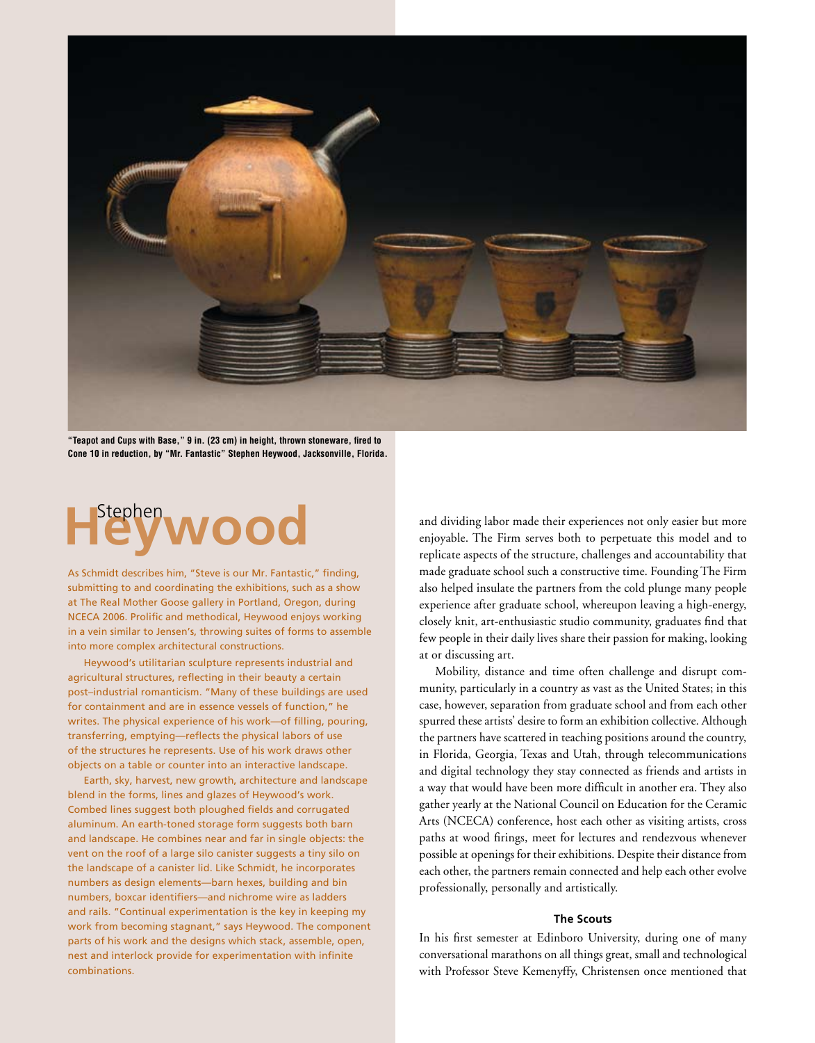"Teapot and Cups with Base," 9 in. (23 cm) in height, thrown stoneware, fired to Cone 10 in reduction, by "Mr. Fantastic" Stephen Heywood, Jacksonville, Florida.

## Stephen Heywood

As Schmidt describes him, "Steve is our Mr. Fantastic," finding, submitting to and coordinating the exhibitions, such as a show at The Real Mother Goose gallery in Portland, Oregon, during NCECA 2006. Prolific and methodical, Heywood enjoys working in a vein similar to Jensen's, throwing suites of forms to assemble into more complex architectural constructions.

Heywood's utilitarian sculpture represents industrial and agricultural structures, reflecting in their beauty a certain post–industrial romanticism. "Many of these buildings are used for containment and are in essence vessels of function," he writes. The physical experience of his work—of filling, pouring, transferring, emptying—reflects the physical labors of use of the structures he represents. Use of his work draws other objects on a table or counter into an interactive landscape.

Earth, sky, harvest, new growth, architecture and landscape blend in the forms, lines and glazes of Heywood's work. Combed lines suggest both ploughed fields and corrugated aluminum. An earth-toned storage form suggests both barn and landscape. He combines near and far in single objects: the vent on the roof of a large silo canister suggests a tiny silo on the landscape of a canister lid. Like Schmidt, he incorporates numbers as design elements—barn hexes, building and bin numbers, boxcar identifiers—and nichrome wire as ladders and rails. "Continual experimentation is the key in keeping my work from becoming stagnant," says Heywood. The component parts of his work and the designs which stack, assemble, open, nest and interlock provide for experimentation with infinite combinations.

and dividing labor made their experiences not only easier but more enjoyable. The Firm serves both to perpetuate this model and to replicate aspects of the structure, challenges and accountability that made graduate school such a constructive time. Founding The Firm also helped insulate the partners from the cold plunge many people experience after graduate school, whereupon leaving a high-energy, closely knit, art-enthusiastic studio community, graduates find that few people in their daily lives share their passion for making, looking at or discussing art.

Mobility, distance and time often challenge and disrupt community, particularly in a country as vast as the United States; in this case, however, separation from graduate school and from each other spurred these artists' desire to form an exhibition collective. Although the partners have scattered in teaching positions around the country, in Florida, Georgia, Texas and Utah, through telecommunications and digital technology they stay connected as friends and artists in a way that would have been more difficult in another era. They also gather yearly at the National Council on Education for the Ceramic Arts (NCECA) conference, host each other as visiting artists, cross paths at wood firings, meet for lectures and rendezvous whenever possible at openings for their exhibitions. Despite their distance from each other, the partners remain connected and help each other evolve professionally, personally and artistically.

### The Scouts

In his first semester at Edinboro University, during one of many conversational marathons on all things great, small and technological with Professor Steve Kemenyffy, Christensen once mentioned that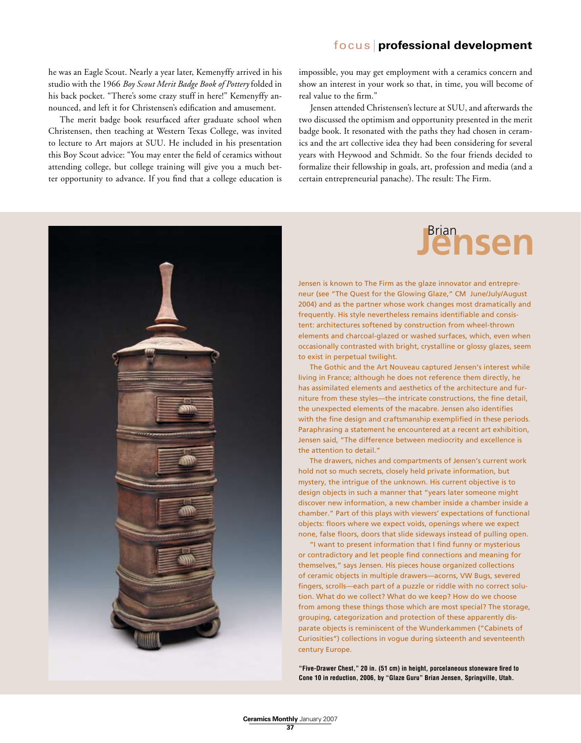he was an Eagle Scout. Nearly a year later, Kemenyffy arrived in his studio with the 1966 *Boy Scout Merit Badge Book of Pottery* folded in his back pocket. "There's some crazy stuff in here!" Kemenyffy announced, and left it for Christensen's edification and amusement.

The merit badge book resurfaced after graduate school when Christensen, then teaching at Western Texas College, was invited to lecture to Art majors at SUU. He included in his presentation this Boy Scout advice: "You may enter the field of ceramics without attending college, but college training will give you a much better opportunity to advance. If you find that a college education is impossible, you may get employment with a ceramics concern and show an interest in your work so that, in time, you will become of real value to the firm."

Jensen attended Christensen's lecture at SUU, and afterwards the two discussed the optimism and opportunity presented in the merit badge book. It resonated with the paths they had chosen in ceramics and the art collective idea they had been considering for several years with Heywood and Schmidt. So the four friends decided to formalize their fellowship in goals, art, profession and media (and a certain entrepreneurial panache). The result: The Firm.

## Brian Jensen

Jensen is known to The Firm as the glaze innovator and entrepreneur (see "The Quest for the Glowing Glaze," CM June/July/August 2004) and as the partner whose work changes most dramatically and frequently. His style nevertheless remains identifiable and consistent: architectures softened by construction from wheel-thrown elements and charcoal-glazed or washed surfaces, which, even when occasionally contrasted with bright, crystalline or glossy glazes, seem to exist in perpetual twilight.

The Gothic and the Art Nouveau captured Jensen's interest while living in France; although he does not reference them directly, he has assimilated elements and aesthetics of the architecture and furniture from these styles—the intricate constructions, the fine detail, the unexpected elements of the macabre. Jensen also identifies with the fine design and craftsmanship exemplified in these periods. Paraphrasing a statement he encountered at a recent art exhibition, Jensen said, "The difference between mediocrity and excellence is the attention to detail."

The drawers, niches and compartments of Jensen's current work hold not so much secrets, closely held private information, but mystery, the intrigue of the unknown. His current objective is to design objects in such a manner that "years later someone might discover new information, a new chamber inside a chamber inside a chamber." Part of this plays with viewers' expectations of functional objects: floors where we expect voids, openings where we expect none, false floors, doors that slide sideways instead of pulling open.

"I want to present information that I find funny or mysterious or contradictory and let people find connections and meaning for themselves," says Jensen. His pieces house organized collections of ceramic objects in multiple drawers—acorns, VW Bugs, severed fingers, scrolls—each part of a puzzle or riddle with no correct solution. What do we collect? What do we keep? How do we choose from among these things those which are most special? The storage, grouping, categorization and protection of these apparently disparate objects is reminiscent of the Wunderkammen ("Cabinets of Curiosities") collections in vogue during sixteenth and seventeenth century Europe.

**"Five-Drawer Chest," 20 in. (51 cm) in height, porcelaneous stoneware fired to Cone 10 in reduction, 2006, by "Glaze Guru" Brian Jensen, Springville, Utah.**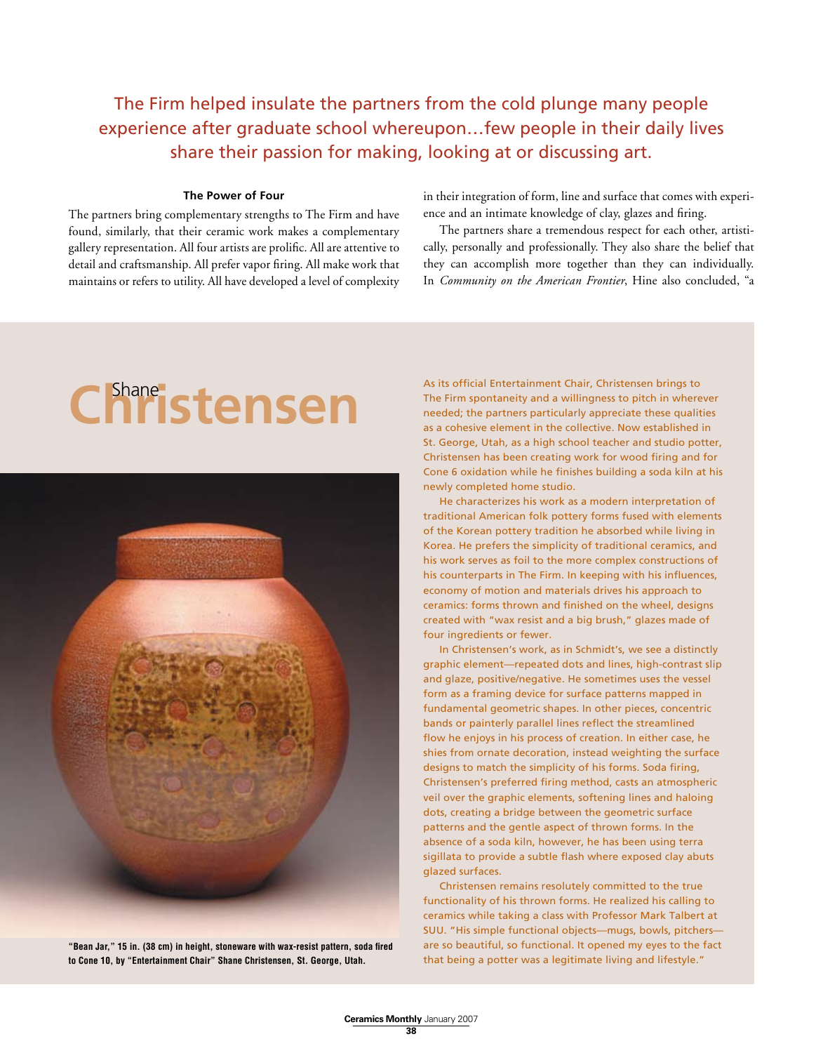The Firm helped insulate the partners from the cold plunge many people experience after graduate school whereupon…few people in their daily lives share their passion for making, looking at or discussing art.

### The Power of Four

The partners bring complementary strengths to The Firm and have found, similarly, that their ceramic work makes a complementary gallery representation. All four artists are prolific. All are attentive to detail and craftsmanship. All prefer vapor firing. All make work that maintains or refers to utility. All have developed a level of complexity in their integration of form, line and surface that comes with experience and an intimate knowledge of clay, glazes and firing.

The partners share a tremendous respect for each other, artistically, personally and professionally. They also share the belief that they can accomplish more together than they can individually. In *Community on the American Frontier*, Hine also concluded, "a

## Shane Christensen

"Bean Jar," 15 in. (38 cm) in height, stoneware with wax-resist pattern, soda fired to Cone 10, by "Entertainment Chair" Shane Christensen, St. George, Utah.

As its official Entertainment Chair, Christensen brings to The Firm spontaneity and a willingness to pitch in wherever needed; the partners particularly appreciate these qualities as a cohesive element in the collective. Now established in St. George, Utah, as a high school teacher and studio potter, Christensen has been creating work for wood firing and for Cone 6 oxidation while he finishes building a soda kiln at his newly completed home studio.

He characterizes his work as a modern interpretation of traditional American folk pottery forms fused with elements of the Korean pottery tradition he absorbed while living in Korea. He prefers the simplicity of traditional ceramics, and his work serves as foil to the more complex constructions of his counterparts in The Firm. In keeping with his influences, economy of motion and materials drives his approach to ceramics: forms thrown and finished on the wheel, designs created with "wax resist and a big brush," glazes made of four ingredients or fewer.

In Christensen's work, as in Schmidt's, we see a distinctly graphic element—repeated dots and lines, high-contrast slip and glaze, positive/negative. He sometimes uses the vessel form as a framing device for surface patterns mapped in fundamental geometric shapes. In other pieces, concentric bands or painterly parallel lines reflect the streamlined flow he enjoys in his process of creation. In either case, he shies from ornate decoration, instead weighting the surface designs to match the simplicity of his forms. Soda firing, Christensen's preferred firing method, casts an atmospheric veil over the graphic elements, softening lines and haloing dots, creating a bridge between the geometric surface patterns and the gentle aspect of thrown forms. In the absence of a soda kiln, however, he has been using terra sigillata to provide a subtle flash where exposed clay abuts glazed surfaces.

Christensen remains resolutely committed to the true functionality of his thrown forms. He realized his calling to ceramics while taking a class with Professor Mark Talbert at SUU. "His simple functional objects—mugs, bowls, pitchers—are so beautiful, so functional. It opened my eyes to the fact that being a potter was a legitimate living and lifestyle."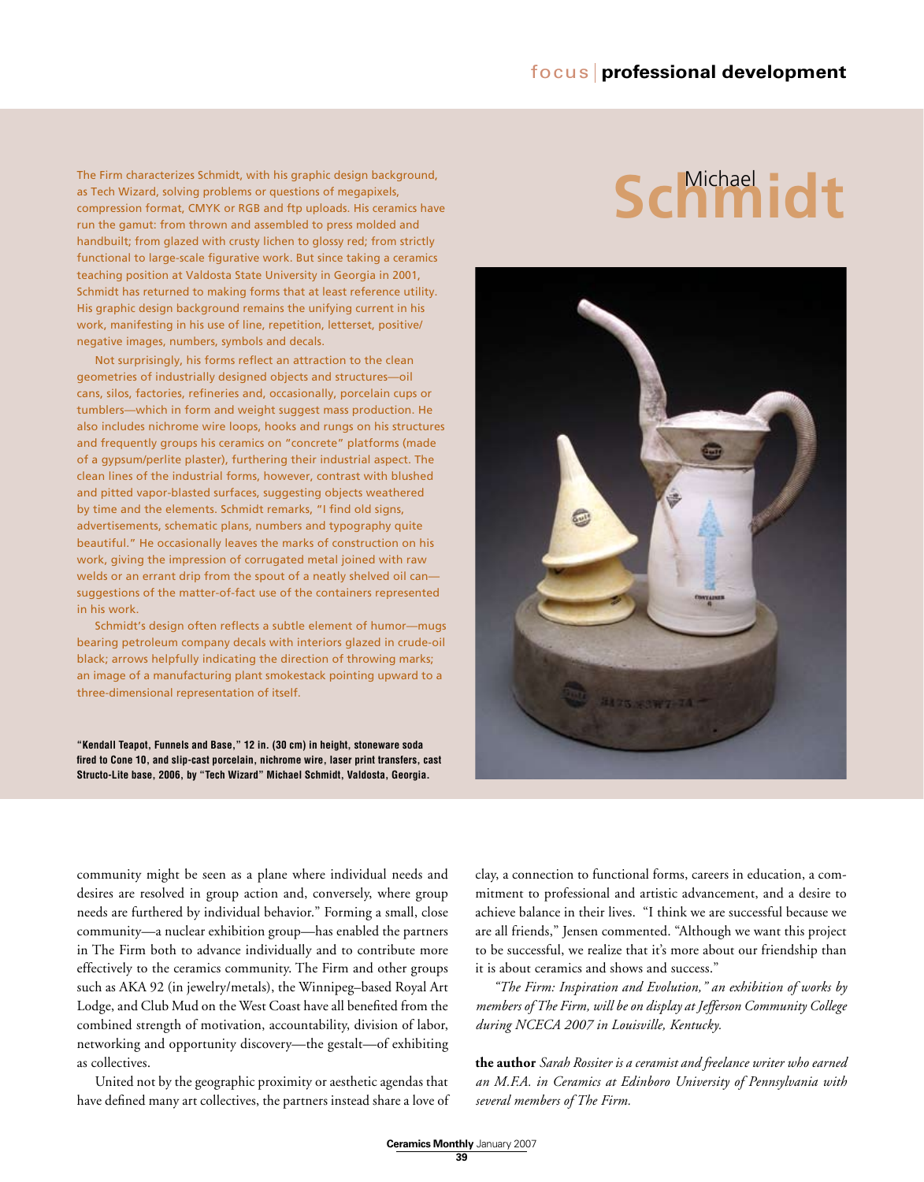## Michael Schmidt

The Firm characterizes Schmidt, with his graphic design background, as Tech Wizard, solving problems or questions of megapixels, compression format, CMYK or RGB and ftp uploads. His ceramics have run the gamut: from thrown and assembled to press molded and handbuilt; from glazed with crusty lichen to glossy red; from strictly functional to large-scale figurative work. But since taking a ceramics teaching position at Valdosta State University in Georgia in 2001, Schmidt has returned to making forms that at least reference utility. His graphic design background remains the unifying current in his work, manifesting in his use of line, repetition, letterset, positive/negative images, numbers, symbols and decals.

Not surprisingly, his forms reflect an attraction to the clean geometries of industrially designed objects and structures—oil cans, silos, factories, refineries and, occasionally, porcelain cups or tumblers—which in form and weight suggest mass production. He also includes nichrome wire loops, hooks and rungs on his structures and frequently groups his ceramics on "concrete" platforms (made of a gypsum/perlite plaster), furthering their industrial aspect. The clean lines of the industrial forms, however, contrast with blushed and pitted vapor-blasted surfaces, suggesting objects weathered by time and the elements. Schmidt remarks, "I find old signs, advertisements, schematic plans, numbers and typography quite beautiful." He occasionally leaves the marks of construction on his work, giving the impression of corrugated metal joined with raw welds or an errant drip from the spout of a neatly shelved oil can—suggestions of the matter-of-fact use of the containers represented in his work.

Schmidt's design often reflects a subtle element of humor—mugs bearing petroleum company decals with interiors glazed in crude-oil black; arrows helpfully indicating the direction of throwing marks; an image of a manufacturing plant smokestack pointing upward to a three-dimensional representation of itself.

**"Kendall Teapot, Funnels and Base," 12 in. (30 cm) in height, stoneware soda fired to Cone 10, and slip-cast porcelain, nichrome wire, laser print transfers, cast Structo-Lite base, 2006, by "Tech Wizard" Michael Schmidt, Valdosta, Georgia.**

community might be seen as a plane where individual needs and desires are resolved in group action and, conversely, where group needs are furthered by individual behavior." Forming a small, close community—a nuclear exhibition group—has enabled the partners in The Firm both to advance individually and to contribute more effectively to the ceramics community. The Firm and other groups such as AKA 92 (in jewelry/metals), the Winnipeg–based Royal Art Lodge, and Club Mud on the West Coast have all benefited from the combined strength of motivation, accountability, division of labor, networking and opportunity discovery—the gestalt—of exhibiting as collectives.

United not by the geographic proximity or aesthetic agendas that have defined many art collectives, the partners instead share a love of clay, a connection to functional forms, careers in education, a commitment to professional and artistic advancement, and a desire to achieve balance in their lives. "I think we are successful because we are all friends," Jensen commented. "Although we want this project to be successful, we realize that it's more about our friendship than it is about ceramics and shows and success."

*"The Firm: Inspiration and Evolution," an exhibition of works by members of The Firm, will be on display at Jefferson Community College during NCECA 2007 in Louisville, Kentucky.*

**the author** *Sarah Rossiter is a ceramist and freelance writer who earned an M.F.A. in Ceramics at Edinboro University of Pennsylvania with several members of The Firm.*